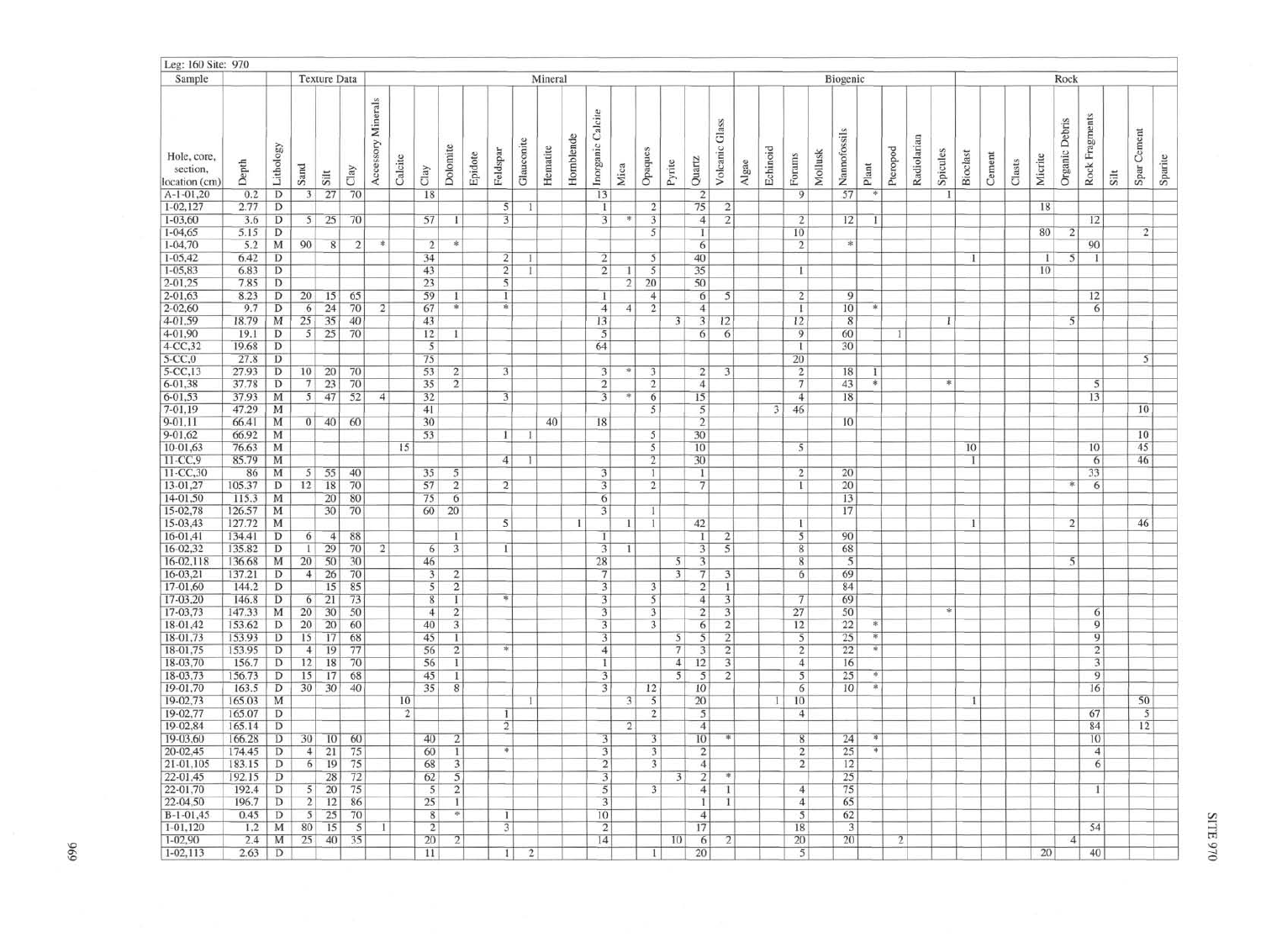Leg: 160 Site: 970

| Sample | | | Texture Data | | | Mineral | | | | | | | | | | | | | | | Biogenic | | | | | | | | | Rock | | | | | | | | |
|---|---|---|---|---|---|---|---|---|---|---|---|---|---|---|---|---|---|---|---|---|---|---|---|---|---|---|---|---|---|---|---|---|---|---|---|---|---|---|
| Hole, core, section, location (cm) | Depth | Lithology | Sand | Silt | Clay | Accessory Minerals | Calcite | Clay | Dolomite | Epidote | Feldspar | Glauconite | Hematite | Hornblende | Inorganic Calcite | Mica | Opaques | Pyrite | Quartz | Volcanic Glass | Algae | Echinoid | Forams | Mollusk | Nannofossils | Plant | Pteropod | Radiolarian | Spicules | Bioclast | Cement | Clasts | Micrite | Organic Debris | Rock Fragments | Silt | Spar Cement | Sparite |
| A-1-01,20 | 0.2 | D | 3 | 27 | 70 | | | 18 | | | | | | | 13 | | | | 2 | | | | 9 | | 57 | * | | | 1 | | | | | | | | | |
| 1-02,127 | 2.77 | D | | | | | | | | | 5 | 1 | | | 1 | | 2 | | 75 | 2 | | | | | | | | | | | | | 18 | | | | | |
| 1-03,60 | 3.6 | D | 5 | 25 | 70 | | | 57 | 1 | | 3 | | | | 3 | * | 3 | | 4 | 2 | | | 2 | | 12 | 1 | | | | | | | | | 12 | | | |
| 1-04,65 | 5.15 | D | | | | | | | | | | | | | | | 5 | | 1 | | | | 10 | | | | | | | | | | 80 | 2 | | | 2 | |
| 1-04,70 | 5.2 | M | 90 | 8 | 2 | * | | 2 | * | | | | | | | | | | 6 | | | | 2 | | * | | | | | | | | | | 90 | | | |
| 1-05,42 | 6.42 | D | | | | | | 34 | | | 2 | 1 | | | 2 | | 5 | | 40 | | | | | | | | | | | 1 | | | 1 | 5 | 1 | | | |
| 1-05,83 | 6.83 | D | | | | | | 43 | | | 2 | 1 | | | 2 | 1 | 5 | | 35 | | | | 1 | | | | | | | | | | 10 | | | | | |
| 2-01,25 | 7.85 | D | | | | | | 23 | | | 5 | | | | | 2 | 20 | | 50 | | | | | | | | | | | | | | | | | | | |
| 2-01,63 | 8.23 | D | 20 | 15 | 65 | | | 59 | 1 | | 1 | | | | 1 | | 4 | | 6 | 5 | | | 2 | | 9 | | | | | | | | | | 12 | | | |
| 2-02,60 | 9.7 | D | 6 | 24 | 70 | 2 | | 67 | * | | * | | | | 4 | 4 | 2 | | 4 | | | | 1 | | 10 | * | | | | | | | | | 6 | | | |
| 4-01,59 | 18.79 | M | 25 | 35 | 40 | | | 43 | | | | | | | 13 | | | 3 | 3 | 12 | | | 12 | | 8 | | | | 1 | | | | | 5 | | | | |
| 4-01,90 | 19.1 | D | 5 | 25 | 70 | | | 12 | 1 | | | | | | 5 | | | | 6 | 6 | | | 9 | | 60 | | 1 | | | | | | | | | | | |
| 4-CC,32 | 19.68 | D | | | | | | 5 | | | | | | | 64 | | | | | | | | 1 | | 30 | | | | | | | | | | | | | |
| 5-CC,0 | 27.8 | D | | | | | | 75 | | | | | | | | | | | | | | | 20 | | | | | | | | | | | | | | 5 | |
| 5-CC,13 | 27.93 | D | 10 | 20 | 70 | | | 53 | 2 | | 3 | | | | 3 | * | 3 | | 2 | 3 | | | 2 | | 18 | 1 | | | | | | | | | | | | |
| 6-01,38 | 37.78 | D | 7 | 23 | 70 | | | 35 | 2 | | | | | | 2 | | 2 | | 4 | | | | 7 | | 43 | * | | | * | | | | | | 5 | | | |
| 6-01,53 | 37.93 | M | 5 | 47 | 52 | 4 | | 32 | | | 3 | | | | 3 | * | 6 | | 15 | | | | 4 | | 18 | | | | | | | | | | 13 | | | |
| 7-01,19 | 47.29 | M | | | | | | 41 | | | | | | | | | 5 | | 5 | | | 3 | 46 | | | | | | | | | | | | | | 10 | |
| 9-01,11 | 66.41 | M | 0 | 40 | 60 | | | 30 | | | | | 40 | | 18 | | | | 2 | | | | | | 10 | | | | | | | | | | | | | |
| 9-01,62 | 66.92 | M | | | | | | 53 | | | 1 | 1 | | | | | 5 | | 30 | | | | | | | | | | | | | | | | | | 10 | |
| 10-01,63 | 76.63 | M | | | | | 15 | | | | | | | | | | 5 | | 10 | | | | 5 | | | | | | | 10 | | | | | 10 | | 45 | |
| 11-CC,9 | 85.79 | M | | | | | | | | | 4 | 1 | | | | | 2 | | 30 | | | | | | | | | | | 1 | | | | | 6 | | 46 | |
| 11-CC,30 | 86 | M | 5 | 55 | 40 | | | 35 | 5 | | | | | | 3 | | 1 | | 1 | | | | 2 | | 20 | | | | | | | | | | 33 | | | |
| 13-01,27 | 105.37 | D | 12 | 18 | 70 | | | 57 | 2 | | 2 | | | | 3 | | 2 | | 7 | | | | 1 | | 20 | | | | | | | | | * | 6 | | | |
| 14-01,50 | 115.3 | M | | 20 | 80 | | | 75 | 6 | | | | | | 6 | | | | | | | | | | 13 | | | | | | | | | | | | | |
| 15-02,78 | 126.57 | M | | 30 | 70 | | | 60 | 20 | | | | | | 3 | | 1 | | | | | | | | 17 | | | | | | | | | | | | | |
| 15-03,43 | 127.72 | M | | | | | | | | | 5 | | | 1 | | 1 | 1 | | 42 | | | | 1 | | | | | | | 1 | | | | 2 | | | 46 | |
| 16-01,41 | 134.41 | D | 6 | 4 | 88 | | | | 1 | | | | | | 1 | | | | 1 | 2 | | | 5 | | 90 | | | | | | | | | | | | | |
| 16-02,32 | 135.82 | D | 1 | 29 | 70 | 2 | | 6 | 3 | | 1 | | | | 3 | 1 | | | 3 | 5 | | | 8 | | 68 | | | | | | | | | | | | | |
| 16-02,118 | 136.68 | M | 20 | 50 | 30 | | | 46 | | | | | | | 28 | | | 5 | 3 | | | | 8 | | 5 | | | | | | | | | 5 | | | | |
| 16-03,21 | 137.21 | D | 4 | 26 | 70 | | | 3 | 2 | | | | | | 7 | | | 3 | 7 | 3 | | | 6 | | 69 | | | | | | | | | | | | | |
| 17-01,60 | 144.2 | D | | 15 | 85 | | | 5 | 2 | | | | | | 3 | | 3 | | 2 | 1 | | | | | 84 | | | | | | | | | | | | | |
| 17-03,20 | 146.8 | D | 6 | 21 | 73 | | | 8 | 1 | | * | | | | 3 | | 5 | | 4 | 3 | | | 7 | | 69 | | | | | | | | | | | | | |
| 17-03,73 | 147.33 | M | 20 | 30 | 50 | | | 4 | 2 | | | | | | 3 | | 3 | | 2 | 3 | | | 27 | | 50 | | | | * | | | | | | 6 | | | |
| 18-01,42 | 153.62 | D | 20 | 20 | 60 | | | 40 | 3 | | | | | | 3 | | 3 | | 6 | 2 | | | 12 | | 22 | * | | | | | | | | | 9 | | | |
| 18-01,73 | 153.93 | D | 15 | 17 | 68 | | | 45 | 1 | | | | | | 3 | | | 5 | 5 | 2 | | | 5 | | 25 | * | | | | | | | | | 9 | | | |
| 18-01,75 | 153.95 | D | 4 | 19 | 77 | | | 56 | 2 | | * | | | | 4 | | | 7 | 3 | 2 | | | 2 | | 22 | * | | | | | | | | | 2 | | | |
| 18-03,70 | 156.7 | D | 12 | 18 | 70 | | | 56 | 1 | | | | | | 1 | | | 4 | 12 | 3 | | | 4 | | 16 | | | | | | | | | | 3 | | | |
| 18-03,73 | 156.73 | D | 15 | 17 | 68 | | | 45 | 1 | | | | | | 3 | | | 5 | 5 | 2 | | | 5 | | 25 | * | | | | | | | | | 9 | | | |
| 19-01,70 | 163.5 | D | 30 | 30 | 40 | | | 35 | 8 | | | | | | 3 | | 12 | | 10 | | | | 6 | | 10 | * | | | | | | | | | 16 | | | |
| 19-02,73 | 165.03 | M | | | | | 10 | | | | | 1 | | | | 3 | 5 | | 20 | | | 1 | 10 | | | | | | | 1 | | | | | | | 50 | |
| 19-02,77 | 165.07 | D | | | | | 2 | | | | 1 | | | | | | 2 | | 5 | | | | 4 | | | | | | | | | | | | 67 | | 5 | |
| 19-02,84 | 165.14 | D | | | | | | | | | 2 | | | | | 2 | | | 4 | | | | | | | | | | | | | | | | 84 | | 12 | |
| 19-03,60 | 166.28 | D | 30 | 10 | 60 | | | 40 | 2 | | | | | | 3 | | 3 | | 10 | * | | | 8 | | 24 | * | | | | | | | | | 10 | | | |
| 20-02,45 | 174.45 | D | 4 | 21 | 75 | | | 60 | 1 | | * | | | | 3 | | 3 | | 2 | | | | 2 | | 25 | * | | | | | | | | | 4 | | | |
| 21-01,105 | 183.15 | D | 6 | 19 | 75 | | | 68 | 3 | | | | | | 2 | | 3 | | 4 | | | | 2 | | 12 | | | | | | | | | | 6 | | | |
| 22-01,45 | 192.15 | D | | 28 | 72 | | | 62 | 5 | | | | | | 3 | | | 3 | 2 | * | | | | | 25 | | | | | | | | | | | | | |
| 22-01,70 | 192.4 | D | 5 | 20 | 75 | | | 5 | 2 | | | | | | 5 | | 3 | | 4 | 1 | | | 4 | | 75 | | | | | | | | | | 1 | | | |
| 22-04,50 | 196.7 | D | 2 | 12 | 86 | | | 25 | 1 | | | | | | 3 | | | | 1 | 1 | | | 4 | | 65 | | | | | | | | | | | | | |
| B-1-01,45 | 0.45 | D | 5 | 25 | 70 | | | 8 | * | | 1 | | | | 10 | | | | 4 | | | | 5 | | 62 | | | | | | | | | | | | | |
| 1-01,120 | 1.2 | M | 80 | 15 | 5 | 1 | | 2 | | | 3 | | | | 2 | | | | 17 | | | | 18 | | 3 | | | | | | | | | | 54 | | | |
| 1-02,90 | 2.4 | M | 25 | 40 | 35 | | | 20 | 2 | | | | | | 14 | | | 10 | 6 | 2 | | | 20 | | 20 | | 2 | | | | | | | 4 | | | | |
| 1-02,113 | 2.63 | D | | | | | | 11 | | | 1 | 2 | | | | | 1 | | 20 | | | | 5 | | | | | | | | | | 20 | | 40 | | | |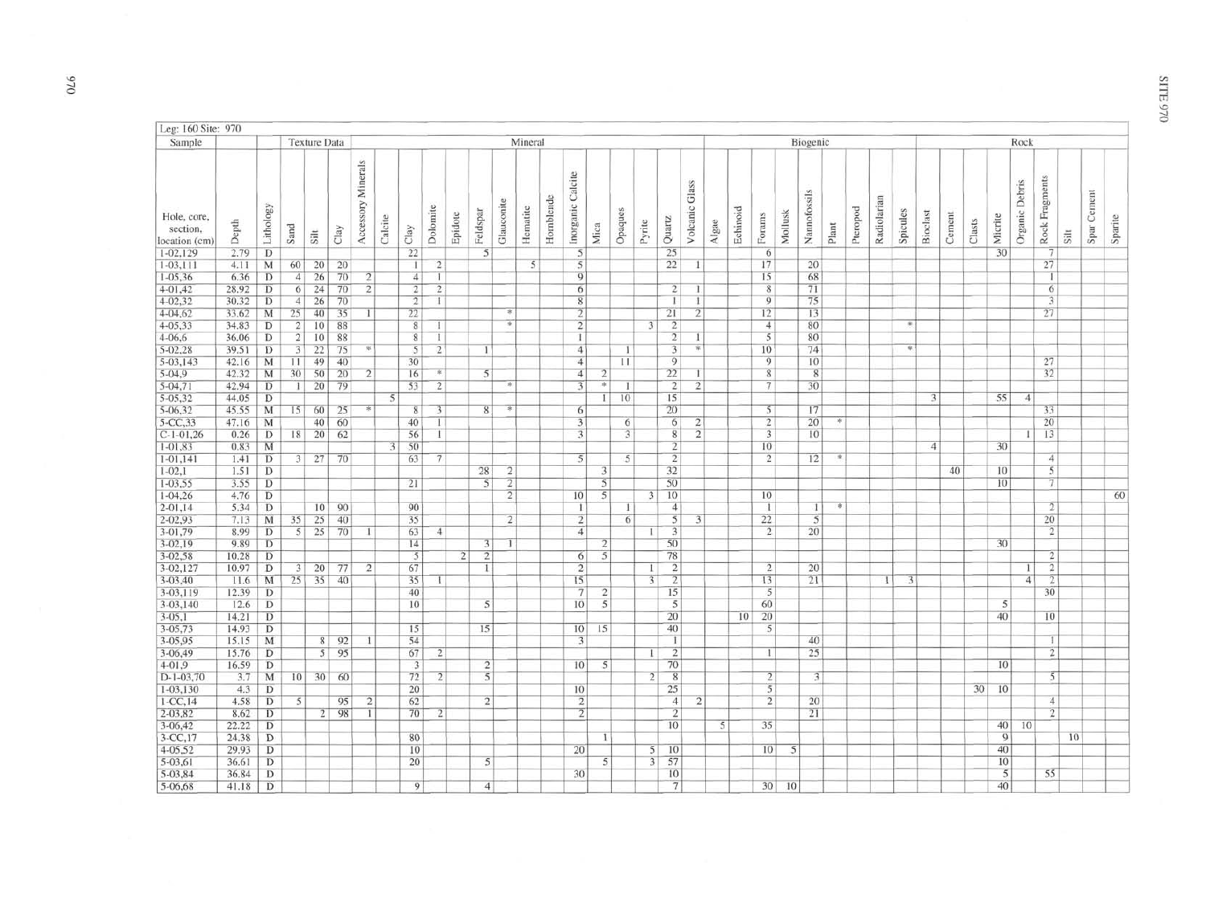Leg: 160 Site: 970

| Sample | | | Texture Data | | | Mineral | | | | | | | | | | | | | | | Biogenic | | | | | | | | | Rock | | | | | | | | |
|---|---|---|---|---|---|---|---|---|---|---|---|---|---|---|---|---|---|---|---|---|---|---|---|---|---|---|---|---|---|---|---|---|---|---|---|---|---|---|
| Hole, core, section, location (cm) | Depth | Lithology | Sand | Silt | Clay | Accessory Minerals | Calcite | Clay | Dolomite | Epidote | Feldspar | Glauconite | Hematite | Hornblende | Inorganic Calcite | Mica | Opaques | Pyrite | Quartz | Volcanic Glass | Algae | Echinoid | Forams | Mollusk | Nannofossils | Plant | Pteropod | Radiolarian | Spicules | Bioclast | Cement | Clasts | Micrite | Organic Debris | Rock Fragments | Silt | Spar Cement | Sparite |
| 1-02,129 | 2.79 | D | | | | | | 22 | | | 5 | | | | 5 | | | | 25 | | | | 6 | | | | | | | | | | 30 | | 7 | | | |
| 1-03,111 | 4.11 | M | 60 | 20 | 20 | | | 1 | 2 | | | | 5 | | 5 | | | | 22 | 1 | | | 17 | | 20 | | | | | | | | | | 27 | | | |
| 1-05,36 | 6.36 | D | 4 | 26 | 70 | 2 | | 4 | 1 | | | | | | 9 | | | | | | | | 15 | | 68 | | | | | | | | | | 1 | | | |
| 4-01,42 | 28.92 | D | 6 | 24 | 70 | 2 | | 2 | 2 | | | | | | 6 | | | | 2 | 1 | | | 8 | | 71 | | | | | | | | | | 6 | | | |
| 4-02,32 | 30.32 | D | 4 | 26 | 70 | | | 2 | 1 | | | | | | 8 | | | | 1 | 1 | | | 9 | | 75 | | | | | | | | | | 3 | | | |
| 4-04,62 | 33.62 | M | 25 | 40 | 35 | 1 | | 22 | | | | * | | | 2 | | | | 21 | 2 | | | 12 | | 13 | | | | | | | | | | 27 | | | |
| 4-05,33 | 34.83 | D | 2 | 10 | 88 | | | 8 | 1 | | | * | | | 2 | | | 3 | 2 | | | | 4 | | 80 | | | | * | | | | | | | | | |
| 4-06,6 | 36.06 | D | 2 | 10 | 88 | | | 8 | 1 | | | | | | 1 | | | | 2 | 1 | | | 5 | | 80 | | | | | | | | | | | | | |
| 5-02,28 | 39.51 | D | 3 | 22 | 75 | * | | 5 | 2 | | 1 | | | | 4 | | 1 | | 3 | * | | | 10 | | 74 | | | | * | | | | | | | | | |
| 5-03,143 | 42.16 | M | 11 | 49 | 40 | | | 30 | | | | | | | 4 | | 11 | | 9 | | | | 9 | | 10 | | | | | | | | | | 27 | | | |
| 5-04,9 | 42.32 | M | 30 | 50 | 20 | 2 | | 16 | * | | 5 | | | | 4 | 2 | | | 22 | 1 | | | 8 | | 8 | | | | | | | | | | 32 | | | |
| 5-04,71 | 42.94 | D | 1 | 20 | 79 | | | 53 | 2 | | | * | | | 3 | * | 1 | | 2 | 2 | | | 7 | | 30 | | | | | | | | | | | | | |
| 5-05,32 | 44.05 | D | | | | | 5 | | | | | | | | | 1 | 10 | | 15 | | | | | | | | | | | 3 | | | 55 | 4 | | | | |
| 5-06,32 | 45.55 | M | 15 | 60 | 25 | * | | 8 | 3 | | 8 | * | | | 6 | | | | 20 | | | | 5 | | 17 | | | | | | | | | | 33 | | | |
| 5-CC,33 | 47.16 | M | | 40 | 60 | | | 40 | 1 | | | | | | 3 | | 6 | | 6 | 2 | | | 2 | | 20 | * | | | | | | | | | 20 | | | |
| C-1-01,26 | 0.26 | D | 18 | 20 | 62 | | | 56 | 1 | | | | | | 3 | | 3 | | 8 | 2 | | | 3 | | 10 | | | | | | | | | 1 | 13 | | | |
| 1-01,83 | 0.83 | M | | | | | 3 | 50 | | | | | | | | | | | 2 | | | | 10 | | | | | | | 4 | | | 30 | | | | | |
| 1-01,141 | 1.41 | D | 3 | 27 | 70 | | | 63 | 7 | | | | | | 5 | | 5 | | 2 | | | | 2 | | 12 | * | | | | | | | | | 4 | | | |
| 1-02,1 | 1.51 | D | | | | | | | | | 28 | 2 | | | | 3 | | | 32 | | | | | | | | | | | | 40 | | 10 | | 5 | | | |
| 1-03,55 | 3.55 | D | | | | | | 21 | | | 5 | 2 | | | | 5 | | | 50 | | | | | | | | | | | | | | 10 | | 7 | | | |
| 1-04,26 | 4.76 | D | | | | | | | | | | 2 | | | 10 | 5 | | 3 | 10 | | | | 10 | | | | | | | | | | | | | | | 60 |
| 2-01,14 | 5.34 | D | | 10 | 90 | | | 90 | | | | | | | 1 | | 1 | | 4 | | | | 1 | | 1 | * | | | | | | | | | 2 | | | |
| 2-02,93 | 7.13 | M | 35 | 25 | 40 | | | 35 | | | | 2 | | | 2 | | 6 | | 5 | 3 | | | 22 | | 5 | | | | | | | | | | 20 | | | |
| 3-01,79 | 8.99 | D | 5 | 25 | 70 | 1 | | 63 | 4 | | | | | | 4 | | | 1 | 3 | | | | 2 | | 20 | | | | | | | | | | 2 | | | |
| 3-02,19 | 9.89 | D | | | | | | 14 | | | 3 | 1 | | | | 2 | | | 50 | | | | | | | | | | | | | | 30 | | | | | |
| 3-02,58 | 10.28 | D | | | | | | 5 | | 2 | 2 | | | | 6 | 5 | | | 78 | | | | | | | | | | | | | | | | 2 | | | |
| 3-02,127 | 10.97 | D | 3 | 20 | 77 | 2 | | 67 | | | 1 | | | | 2 | | | 1 | 2 | | | | 2 | | 20 | | | | | | | | | 1 | 2 | | | |
| 3-03,40 | 11.6 | M | 25 | 35 | 40 | | | 35 | 1 | | | | | | 15 | | | 3 | 2 | | | | 13 | | 21 | | | 1 | 3 | | | | | 4 | 2 | | | |
| 3-03,119 | 12.39 | D | | | | | | 40 | | | | | | | 7 | 2 | | | 15 | | | | 5 | | | | | | | | | | | | 30 | | | |
| 3-03,140 | 12.6 | D | | | | | | 10 | | | 5 | | | | 10 | 5 | | | 5 | | | | 60 | | | | | | | | | | 5 | | | | | |
| 3-05,1 | 14.21 | D | | | | | | | | | | | | | | | | | 20 | | | 10 | 20 | | | | | | | | | | 40 | | 10 | | | |
| 3-05,73 | 14.93 | D | | | | | | 15 | | | 15 | | | | 10 | 15 | | | 40 | | | | 5 | | | | | | | | | | | | | | | |
| 3-05,95 | 15.15 | M | | 8 | 92 | 1 | | 54 | | | | | | | 3 | | | | 1 | | | | | | 40 | | | | | | | | | | 1 | | | |
| 3-06,49 | 15.76 | D | | 5 | 95 | | | 67 | 2 | | | | | | | | | 1 | 2 | | | | 1 | | 25 | | | | | | | | | | 2 | | | |
| 4-01,9 | 16.59 | D | | | | | | 3 | | | 2 | | | | 10 | 5 | | | 70 | | | | | | | | | | | | | | 10 | | | | | |
| D-1-03,70 | 3.7 | M | 10 | 30 | 60 | | | 72 | 2 | | 5 | | | | | | | 2 | 8 | | | | 2 | | 3 | | | | | | | | | | 5 | | | |
| 1-03,130 | 4.3 | D | | | | | | 20 | | | | | | | 10 | | | | 25 | | | | 5 | | | | | | | | | 30 | 10 | | | | | |
| 1-CC,14 | 4.58 | D | 5 | | 95 | 2 | | 62 | | | 2 | | | | 2 | | | | 4 | 2 | | | 2 | | 20 | | | | | | | | | | 4 | | | |
| 2-03,82 | 8.62 | D | | 2 | 98 | 1 | | 70 | 2 | | | | | | 2 | | | | 2 | | | | | | 21 | | | | | | | | | | 2 | | | |
| 3-06,42 | 22.22 | D | | | | | | | | | | | | | | | | | 10 | | 5 | | 35 | | | | | | | | | | 40 | 10 | | | | |
| 3-CC,17 | 24.38 | D | | | | | | 80 | | | | | | | | 1 | | | | | | | | | | | | | | | | | 9 | | | 10 | | |
| 4-05,52 | 29.93 | D | | | | | | 10 | | | | | | | 20 | | | 5 | 10 | | | | 10 | 5 | | | | | | | | | 40 | | | | | |
| 5-03,61 | 36.61 | D | | | | | | 20 | | | 5 | | | | | 5 | | 3 | 57 | | | | | | | | | | | | | | 10 | | | | | |
| 5-03,84 | 36.84 | D | | | | | | | | | | | | | 30 | | | | 10 | | | | | | | | | | | | | | 5 | | 55 | | | |
| 5-06,68 | 41.18 | D | | | | | | 9 | | | 4 | | | | | | | | 7 | | | | 30 | 10 | | | | | | | | | 40 | | | | | |